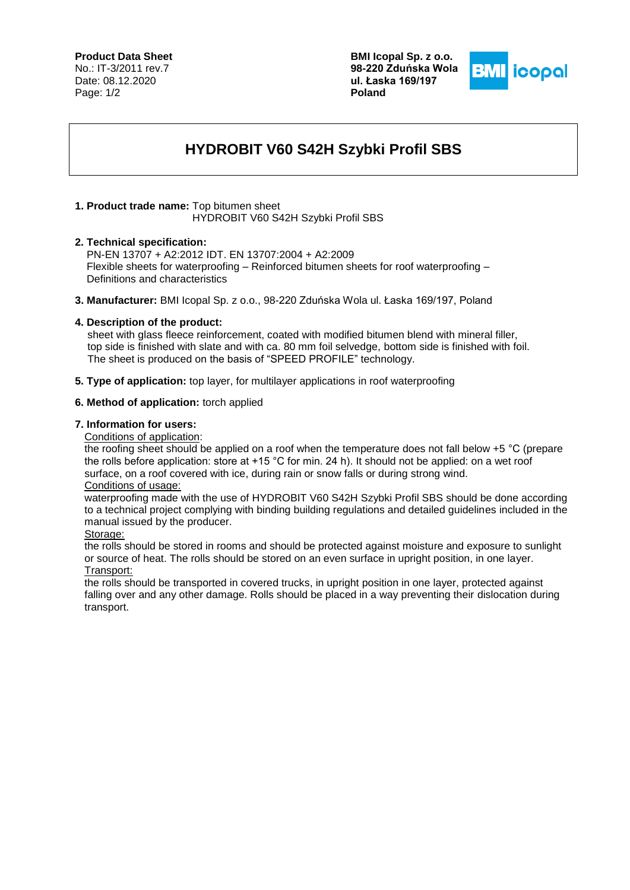**Product Data Sheet**
No.: IT-3/2011 rev.7
Date: 08.12.2020

**BMI Icopal Sp. z o.o.**
**98-220 Zduńska Wola**
**ul. Łaska 169/197**
**Poland**

# HYDROBIT V60 S42H Szybki Profil SBS

**1. Product trade name:** Top bitumen sheet
HYDROBIT V60 S42H Szybki Profil SBS

**2. Technical specification:**
PN-EN 13707 + A2:2012 IDT. EN 13707:2004 + A2:2009
Flexible sheets for waterproofing – Reinforced bitumen sheets for roof waterproofing – Definitions and characteristics

**3. Manufacturer:** BMI Icopal Sp. z o.o., 98-220 Zduńska Wola ul. Łaska 169/197, Poland

**4. Description of the product:**
sheet with glass fleece reinforcement, coated with modified bitumen blend with mineral filler, top side is finished with slate and with ca. 80 mm foil selvedge, bottom side is finished with foil. The sheet is produced on the basis of "SPEED PROFILE" technology.

**5. Type of application:** top layer, for multilayer applications in roof waterproofing

**6. Method of application:** torch applied

**7. Information for users:**

Conditions of application:
the roofing sheet should be applied on a roof when the temperature does not fall below +5 °C (prepare the rolls before application: store at +15 °C for min. 24 h). It should not be applied: on a wet roof surface, on a roof covered with ice, during rain or snow falls or during strong wind.

Conditions of usage:
waterproofing made with the use of HYDROBIT V60 S42H Szybki Profil SBS should be done according to a technical project complying with binding building regulations and detailed guidelines included in the manual issued by the producer.

Storage:
the rolls should be stored in rooms and should be protected against moisture and exposure to sunlight or source of heat. The rolls should be stored on an even surface in upright position, in one layer.

Transport:
the rolls should be transported in covered trucks, in upright position in one layer, protected against falling over and any other damage. Rolls should be placed in a way preventing their dislocation during transport.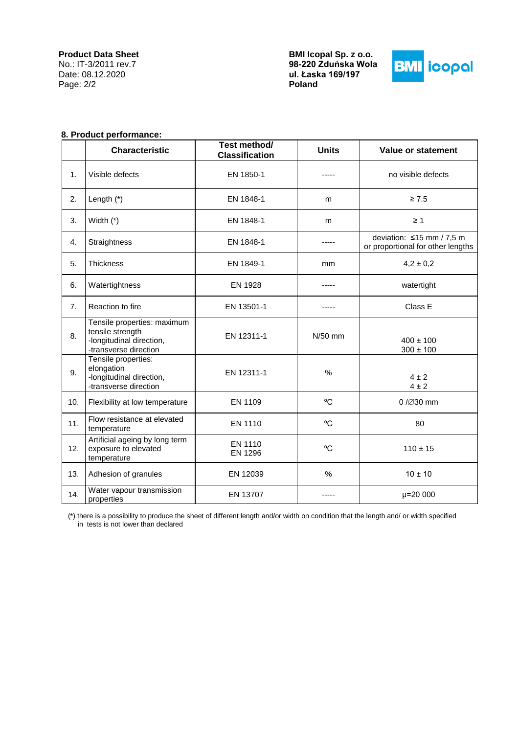**Product Data Sheet**
No.: IT-3/2011 rev.7
Date: 08.12.2020

**BMI Icopal Sp. z o.o.**
**98-220 Zduńska Wola**
**ul. Łaska 169/197**
**Poland**

### 8. Product performance:

| | Characteristic | Test method/ Classification | Units | Value or statement |
|---|---|---|---|---|
| 1. | Visible defects | EN 1850-1 | ----- | no visible defects |
| 2. | Length (*) | EN 1848-1 | m | ≥ 7.5 |
| 3. | Width (*) | EN 1848-1 | m | ≥ 1 |
| 4. | Straightness | EN 1848-1 | ----- | deviation: ≤15 mm / 7,5 m or proportional for other lengths |
| 5. | Thickness | EN 1849-1 | mm | 4,2 ± 0,2 |
| 6. | Watertightness | EN 1928 | ----- | watertight |
| 7. | Reaction to fire | EN 13501-1 | ----- | Class E |
| 8. | Tensile properties: maximum tensile strength<br>-longitudinal direction,<br>-transverse direction | EN 12311-1 | N/50 mm | 400 ± 100<br>300 ± 100 |
| 9. | Tensile properties: elongation<br>-longitudinal direction,<br>-transverse direction | EN 12311-1 | % | 4 ± 2<br>4 ± 2 |
| 10. | Flexibility at low temperature | EN 1109 | ºC | 0 /∅30 mm |
| 11. | Flow resistance at elevated temperature | EN 1110 | ºC | 80 |
| 12. | Artificial ageing by long term exposure to elevated temperature | EN 1110<br>EN 1296 | ºC | 110 ± 15 |
| 13. | Adhesion of granules | EN 12039 | % | 10 ± 10 |
| 14. | Water vapour transmission properties | EN 13707 | ----- | μ=20 000 |

(*) there is a possibility to produce the sheet of different length and/or width on condition that the length and/ or width specified in tests is not lower than declared